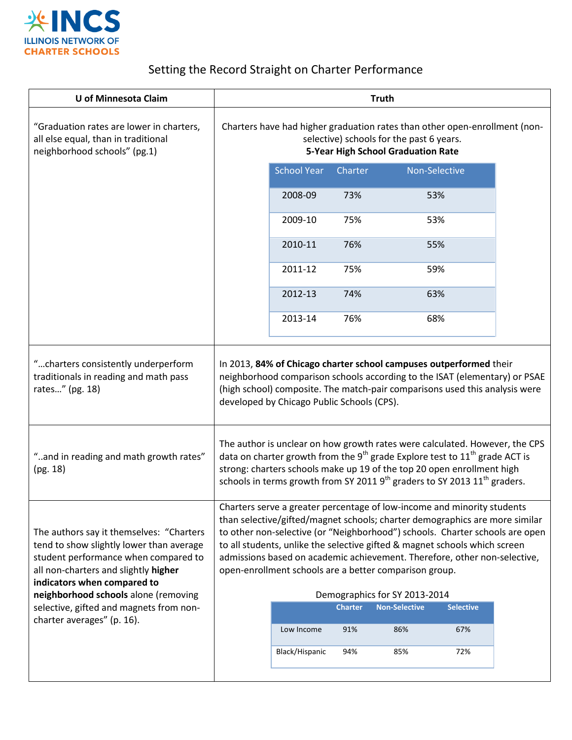INCS

ILLINOIS NETWORK OF CHARTER SCHOOLS

# Setting the Record Straight on Charter Performance

| U of Minnesota Claim | Truth |
|---|---|
| "Graduation rates are lower in charters, all else equal, than in traditional neighborhood schools" (pg.1) | Charters have had higher graduation rates than other open-enrollment (non-selective) schools for the past 6 years. |
| "…charters consistently underperform traditionals in reading and math pass rates…" (pg. 18) | In 2013, **84% of Chicago charter school campuses outperformed** their neighborhood comparison schools according to the ISAT (elementary) or PSAE (high school) composite. The match-pair comparisons used this analysis were developed by Chicago Public Schools (CPS). |
| "..and in reading and math growth rates" (pg. 18) | The author is unclear on how growth rates were calculated. However, the CPS data on charter growth from the 9th grade Explore test to 11th grade ACT is strong: charters schools make up 19 of the top 20 open enrollment high schools in terms growth from SY 2011 9th graders to SY 2013 11th graders. |
| The authors say it themselves: "Charters tend to show slightly lower than average student performance when compared to all non-charters and slightly **higher indicators when compared to neighborhood schools** alone (removing selective, gifted and magnets from non-charter averages" (p. 16). | Charters serve a greater percentage of low-income and minority students than selective/gifted/magnet schools; charter demographics are more similar to other non-selective (or "Neighborhood") schools. Charter schools are open to all students, unlike the selective gifted & magnet schools which screen admissions based on academic achievement. Therefore, other non-selective, open-enrollment schools are a better comparison group. |

**5-Year High School Graduation Rate**

| School Year | Charter | Non-Selective |
|---|---|---|
| 2008-09 | 73% | 53% |
| 2009-10 | 75% | 53% |
| 2010-11 | 76% | 55% |
| 2011-12 | 75% | 59% |
| 2012-13 | 74% | 63% |
| 2013-14 | 76% | 68% |

Demographics for SY 2013-2014

| | Charter | Non-Selective | Selective |
|---|---|---|---|
| Low Income | 91% | 86% | 67% |
| Black/Hispanic | 94% | 85% | 72% |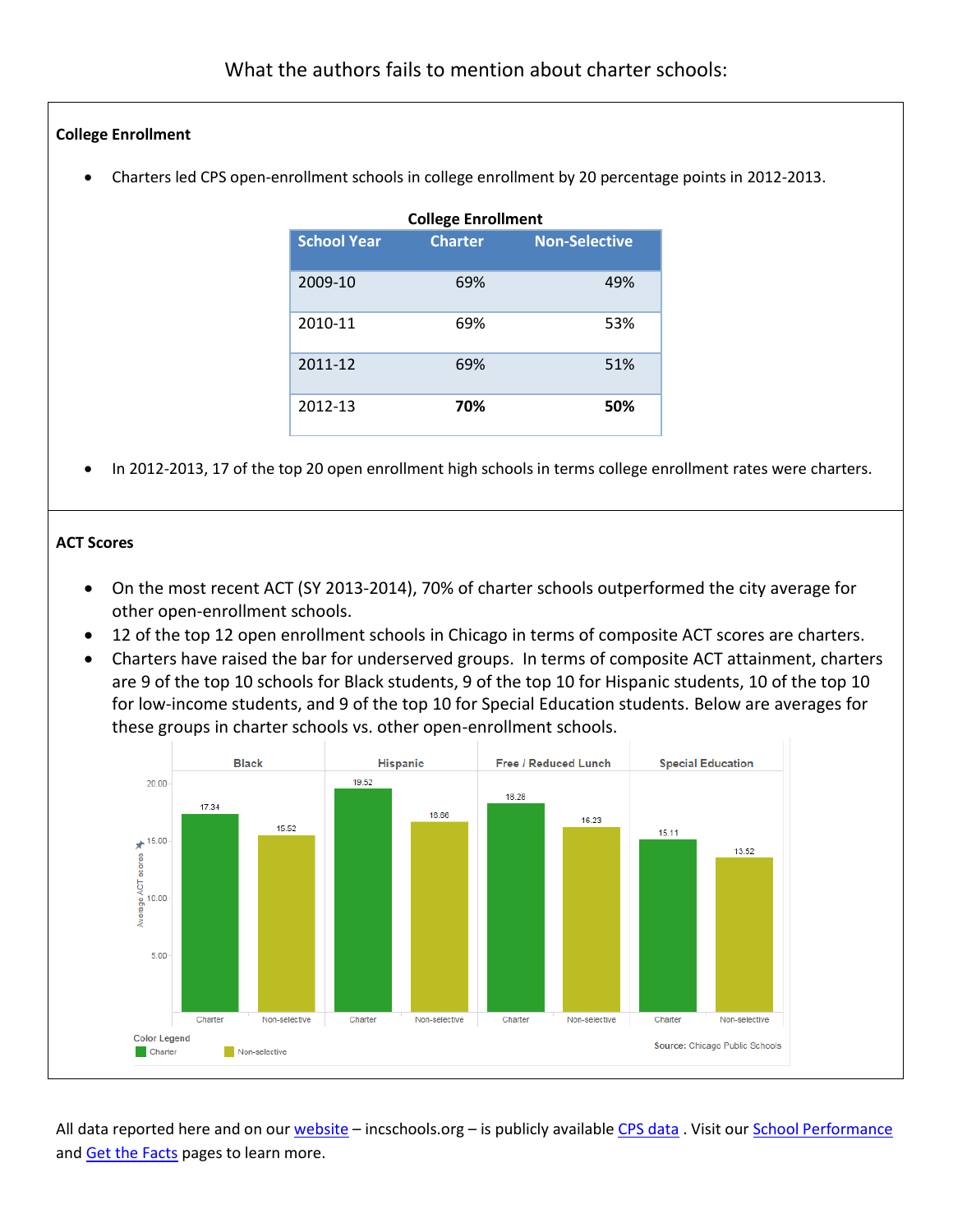What the authors fails to mention about charter schools:

## College Enrollment

- Charters led CPS open-enrollment schools in college enrollment by 20 percentage points in 2012-2013.

**College Enrollment**

| School Year | Charter | Non-Selective |
|---|---|---|
| 2009-10 | 69% | 49% |
| 2010-11 | 69% | 53% |
| 2011-12 | 69% | 51% |
| 2012-13 | **70%** | **50%** |

- In 2012-2013, 17 of the top 20 open enrollment high schools in terms college enrollment rates were charters.

## ACT Scores

- On the most recent ACT (SY 2013-2014), 70% of charter schools outperformed the city average for other open-enrollment schools.
- 12 of the top 12 open enrollment schools in Chicago in terms of composite ACT scores are charters.
- Charters have raised the bar for underserved groups. In terms of composite ACT attainment, charters are 9 of the top 10 schools for Black students, 9 of the top 10 for Hispanic students, 10 of the top 10 for low-income students, and 9 of the top 10 for Special Education students. Below are averages for these groups in charter schools vs. other open-enrollment schools.

Black | Hispanic | Free / Reduced Lunch | Special Education

Average ACT scores

20.00
15.00
10.00
5.00

17.34
15.52
19.52
16.66
18.28
16.23
15.11
13.52

Charter | Non-selective | Charter | Non-selective | Charter | Non-selective | Charter | Non-selective

Color Legend
Charter
Non-selective

Source: Chicago Public Schools

All data reported here and on our website – incschools.org – is publicly available CPS data . Visit our School Performance and Get the Facts pages to learn more.